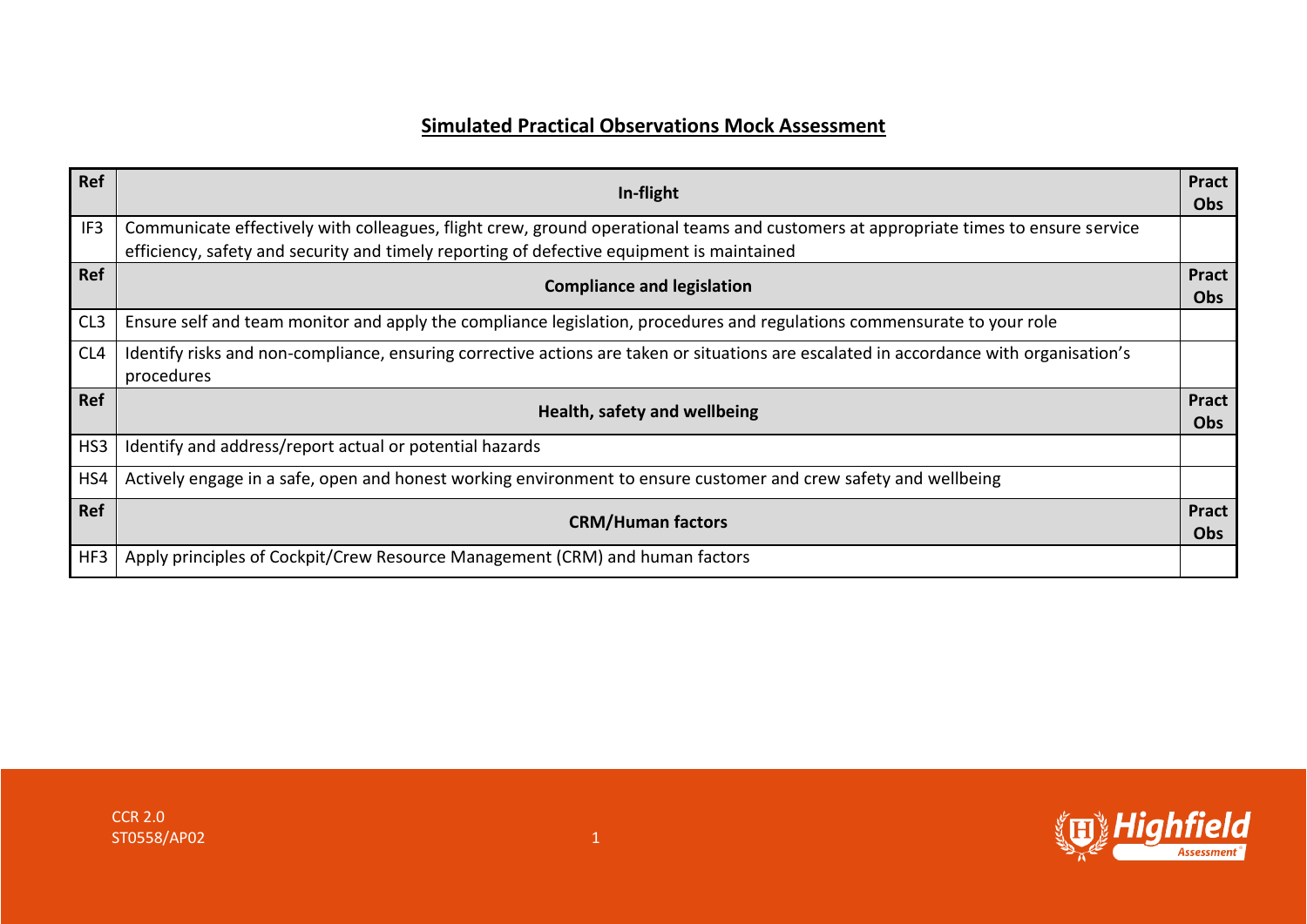## Simulated Practical Observations Mock Assessment

| Ref | In-flight | Pract Obs |
|---|---|---|
| IF3 | Communicate effectively with colleagues, flight crew, ground operational teams and customers at appropriate times to ensure service efficiency, safety and security and timely reporting of defective equipment is maintained | |
| **Ref** | **Compliance and legislation** | **Pract Obs** |
| CL3 | Ensure self and team monitor and apply the compliance legislation, procedures and regulations commensurate to your role | |
| CL4 | Identify risks and non-compliance, ensuring corrective actions are taken or situations are escalated in accordance with organisation's procedures | |
| **Ref** | **Health, safety and wellbeing** | **Pract Obs** |
| HS3 | Identify and address/report actual or potential hazards | |
| HS4 | Actively engage in a safe, open and honest working environment to ensure customer and crew safety and wellbeing | |
| **Ref** | **CRM/Human factors** | **Pract Obs** |
| HF3 | Apply principles of Cockpit/Crew Resource Management (CRM) and human factors | |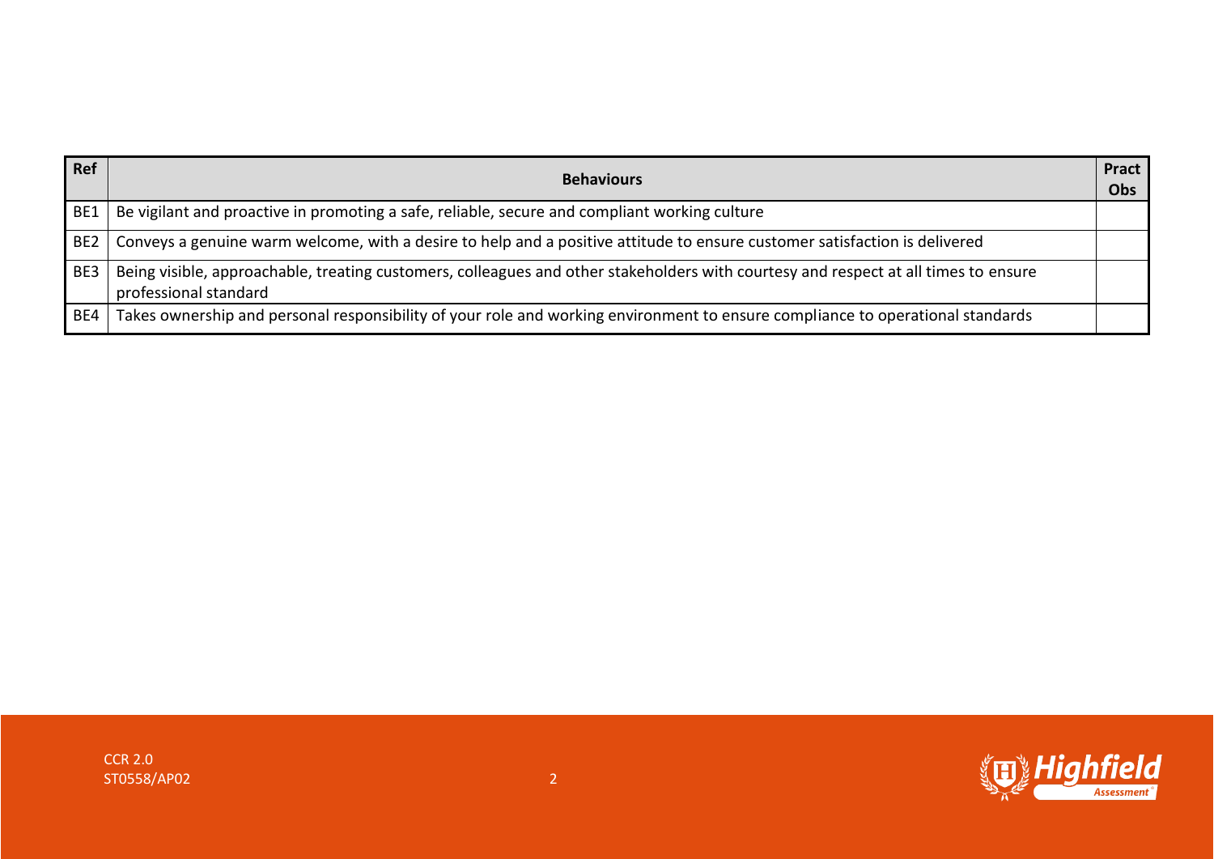| Ref | Behaviours | Pract Obs |
| --- | --- | --- |
| BE1 | Be vigilant and proactive in promoting a safe, reliable, secure and compliant working culture | |
| BE2 | Conveys a genuine warm welcome, with a desire to help and a positive attitude to ensure customer satisfaction is delivered | |
| BE3 | Being visible, approachable, treating customers, colleagues and other stakeholders with courtesy and respect at all times to ensure professional standard | |
| BE4 | Takes ownership and personal responsibility of your role and working environment to ensure compliance to operational standards | |